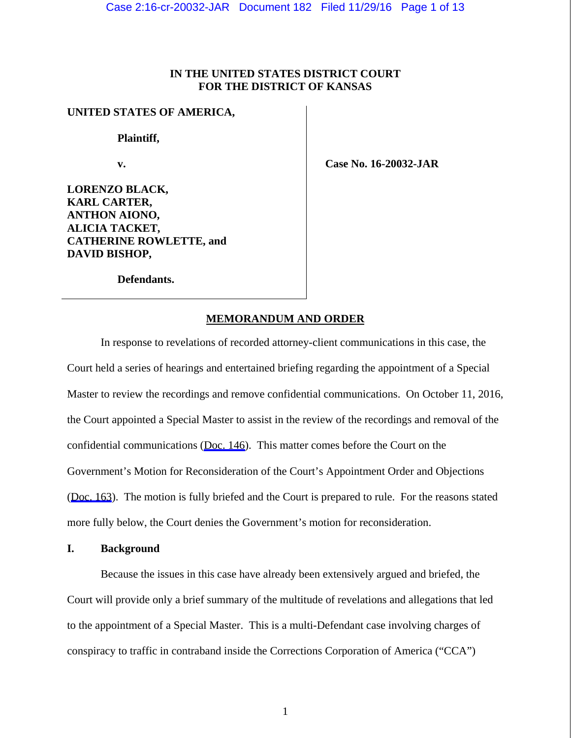**IN THE UNITED STATES DISTRICT COURT**
**FOR THE DISTRICT OF KANSAS**

**UNITED STATES OF AMERICA,**

**Plaintiff,**

**v.**

**LORENZO BLACK,**
**KARL CARTER,**
**ANTHON AIONO,**
**ALICIA TACKET,**
**CATHERINE ROWLETTE, and**
**DAVID BISHOP,**

**Defendants.**

**Case No. 16-20032-JAR**

**MEMORANDUM AND ORDER**

In response to revelations of recorded attorney-client communications in this case, the Court held a series of hearings and entertained briefing regarding the appointment of a Special Master to review the recordings and remove confidential communications. On October 11, 2016, the Court appointed a Special Master to assist in the review of the recordings and removal of the confidential communications (Doc. 146). This matter comes before the Court on the Government's Motion for Reconsideration of the Court's Appointment Order and Objections (Doc. 163). The motion is fully briefed and the Court is prepared to rule. For the reasons stated more fully below, the Court denies the Government's motion for reconsideration.

## I. Background

Because the issues in this case have already been extensively argued and briefed, the Court will provide only a brief summary of the multitude of revelations and allegations that led to the appointment of a Special Master. This is a multi-Defendant case involving charges of conspiracy to traffic in contraband inside the Corrections Corporation of America ("CCA")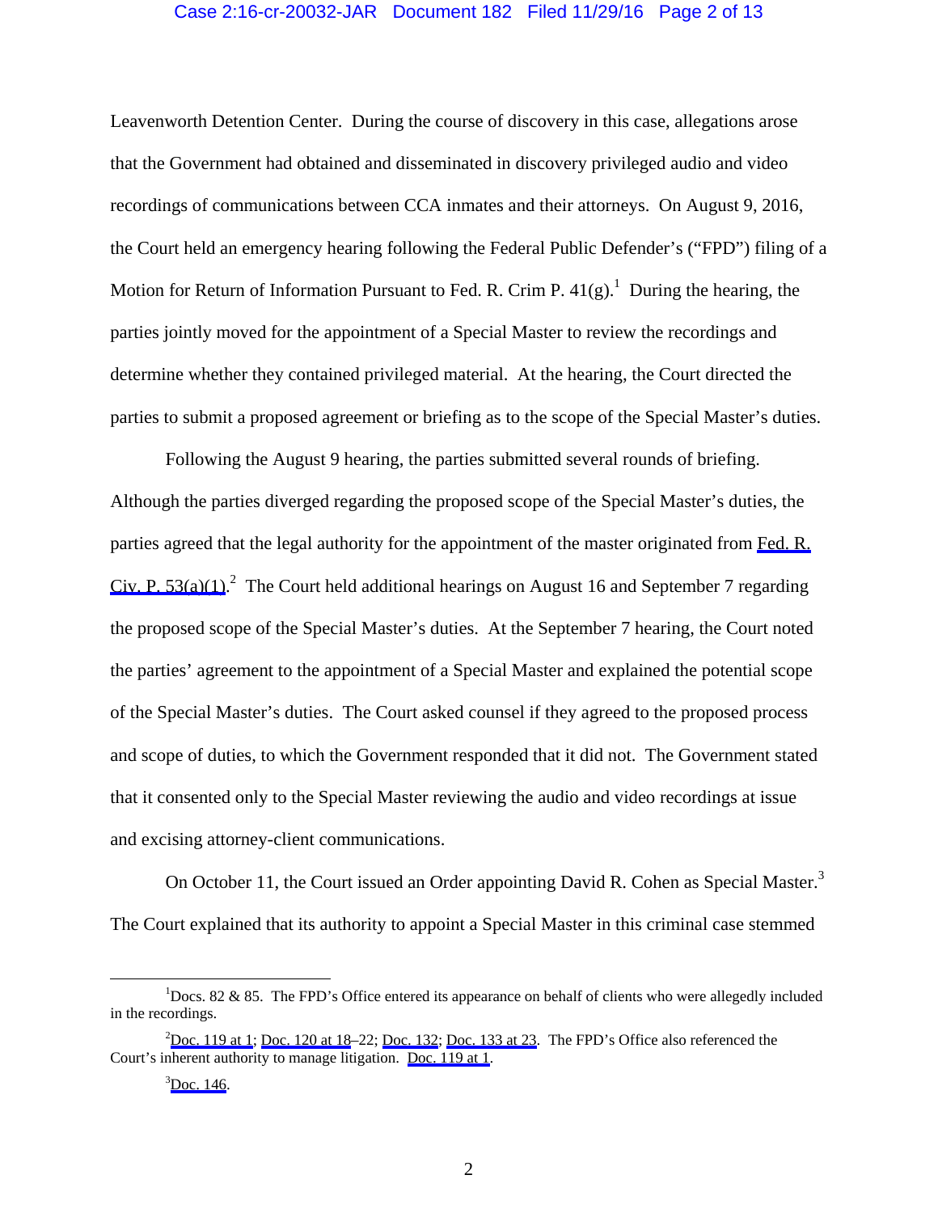Leavenworth Detention Center. During the course of discovery in this case, allegations arose that the Government had obtained and disseminated in discovery privileged audio and video recordings of communications between CCA inmates and their attorneys. On August 9, 2016, the Court held an emergency hearing following the Federal Public Defender's ("FPD") filing of a Motion for Return of Information Pursuant to Fed. R. Crim P. 41(g).[1] During the hearing, the parties jointly moved for the appointment of a Special Master to review the recordings and determine whether they contained privileged material. At the hearing, the Court directed the parties to submit a proposed agreement or briefing as to the scope of the Special Master's duties.

Following the August 9 hearing, the parties submitted several rounds of briefing. Although the parties diverged regarding the proposed scope of the Special Master's duties, the parties agreed that the legal authority for the appointment of the master originated from Fed. R. Civ. P. 53(a)(1).[2] The Court held additional hearings on August 16 and September 7 regarding the proposed scope of the Special Master's duties. At the September 7 hearing, the Court noted the parties' agreement to the appointment of a Special Master and explained the potential scope of the Special Master's duties. The Court asked counsel if they agreed to the proposed process and scope of duties, to which the Government responded that it did not. The Government stated that it consented only to the Special Master reviewing the audio and video recordings at issue and excising attorney-client communications.

On October 11, the Court issued an Order appointing David R. Cohen as Special Master.[3] The Court explained that its authority to appoint a Special Master in this criminal case stemmed

---

[1] Docs. 82 & 85. The FPD's Office entered its appearance on behalf of clients who were allegedly included in the recordings.

[2] Doc. 119 at 1; Doc. 120 at 18–22; Doc. 132; Doc. 133 at 23. The FPD's Office also referenced the Court's inherent authority to manage litigation. Doc. 119 at 1.

[3] Doc. 146.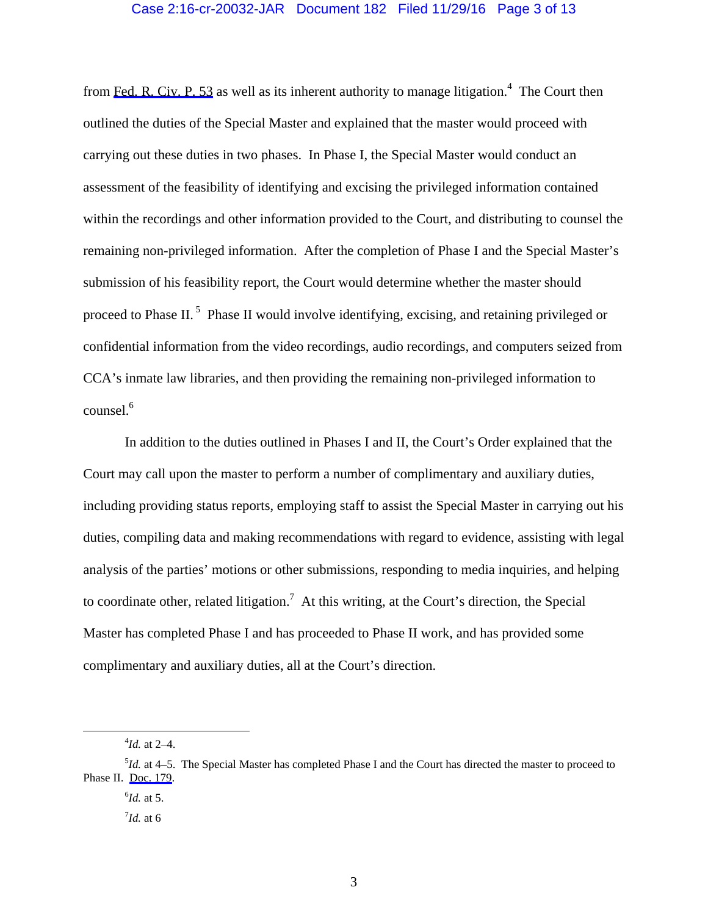from Fed. R. Civ. P. 53 as well as its inherent authority to manage litigation.[4] The Court then outlined the duties of the Special Master and explained that the master would proceed with carrying out these duties in two phases. In Phase I, the Special Master would conduct an assessment of the feasibility of identifying and excising the privileged information contained within the recordings and other information provided to the Court, and distributing to counsel the remaining non-privileged information. After the completion of Phase I and the Special Master's submission of his feasibility report, the Court would determine whether the master should proceed to Phase II.[5] Phase II would involve identifying, excising, and retaining privileged or confidential information from the video recordings, audio recordings, and computers seized from CCA's inmate law libraries, and then providing the remaining non-privileged information to counsel.[6]

In addition to the duties outlined in Phases I and II, the Court's Order explained that the Court may call upon the master to perform a number of complimentary and auxiliary duties, including providing status reports, employing staff to assist the Special Master in carrying out his duties, compiling data and making recommendations with regard to evidence, assisting with legal analysis of the parties' motions or other submissions, responding to media inquiries, and helping to coordinate other, related litigation.[7] At this writing, at the Court's direction, the Special Master has completed Phase I and has proceeded to Phase II work, and has provided some complimentary and auxiliary duties, all at the Court's direction.

---

[4] *Id.* at 2–4.

[5] *Id.* at 4–5. The Special Master has completed Phase I and the Court has directed the master to proceed to Phase II. Doc. 179.

[6] *Id.* at 5.

[7] *Id.* at 6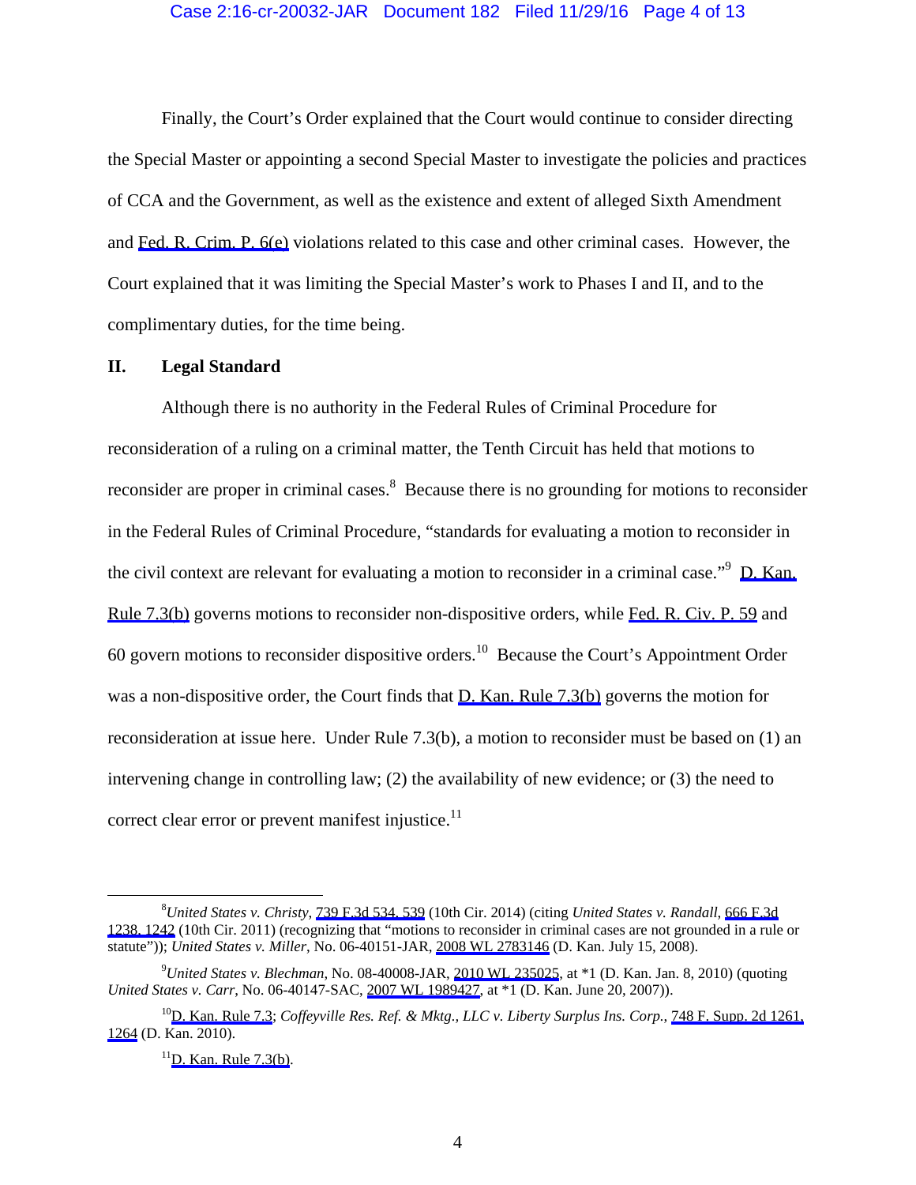Finally, the Court's Order explained that the Court would continue to consider directing the Special Master or appointing a second Special Master to investigate the policies and practices of CCA and the Government, as well as the existence and extent of alleged Sixth Amendment and Fed. R. Crim. P. 6(e) violations related to this case and other criminal cases. However, the Court explained that it was limiting the Special Master's work to Phases I and II, and to the complimentary duties, for the time being.

## II. Legal Standard

Although there is no authority in the Federal Rules of Criminal Procedure for reconsideration of a ruling on a criminal matter, the Tenth Circuit has held that motions to reconsider are proper in criminal cases.[8] Because there is no grounding for motions to reconsider in the Federal Rules of Criminal Procedure, "standards for evaluating a motion to reconsider in the civil context are relevant for evaluating a motion to reconsider in a criminal case."[9] D. Kan. Rule 7.3(b) governs motions to reconsider non-dispositive orders, while Fed. R. Civ. P. 59 and 60 govern motions to reconsider dispositive orders.[10] Because the Court's Appointment Order was a non-dispositive order, the Court finds that D. Kan. Rule 7.3(b) governs the motion for reconsideration at issue here. Under Rule 7.3(b), a motion to reconsider must be based on (1) an intervening change in controlling law; (2) the availability of new evidence; or (3) the need to correct clear error or prevent manifest injustice.[11]

---

[8] *United States v. Christy*, 739 F.3d 534, 539 (10th Cir. 2014) (citing *United States v. Randall*, 666 F.3d 1238, 1242 (10th Cir. 2011) (recognizing that "motions to reconsider in criminal cases are not grounded in a rule or statute")); *United States v. Miller*, No. 06-40151-JAR, 2008 WL 2783146 (D. Kan. July 15, 2008).

[9] *United States v. Blechman*, No. 08-40008-JAR, 2010 WL 235025, at *1 (D. Kan. Jan. 8, 2010) (quoting *United States v. Carr*, No. 06-40147-SAC, 2007 WL 1989427, at *1 (D. Kan. June 20, 2007)).

[10] D. Kan. Rule 7.3; *Coffeyville Res. Ref. & Mktg., LLC v. Liberty Surplus Ins. Corp.*, 748 F. Supp. 2d 1261, 1264 (D. Kan. 2010).

[11] D. Kan. Rule 7.3(b).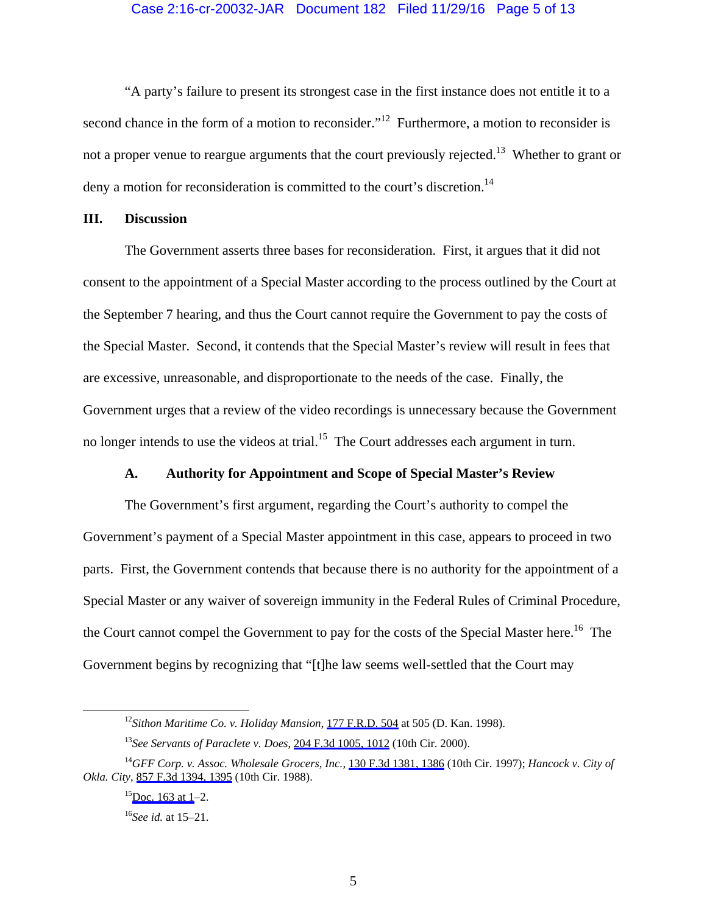"A party's failure to present its strongest case in the first instance does not entitle it to a second chance in the form of a motion to reconsider."[12] Furthermore, a motion to reconsider is not a proper venue to reargue arguments that the court previously rejected.[13] Whether to grant or deny a motion for reconsideration is committed to the court's discretion.[14]

## III. Discussion

The Government asserts three bases for reconsideration. First, it argues that it did not consent to the appointment of a Special Master according to the process outlined by the Court at the September 7 hearing, and thus the Court cannot require the Government to pay the costs of the Special Master. Second, it contends that the Special Master's review will result in fees that are excessive, unreasonable, and disproportionate to the needs of the case. Finally, the Government urges that a review of the video recordings is unnecessary because the Government no longer intends to use the videos at trial.[15] The Court addresses each argument in turn.

### A. Authority for Appointment and Scope of Special Master's Review

The Government's first argument, regarding the Court's authority to compel the Government's payment of a Special Master appointment in this case, appears to proceed in two parts. First, the Government contends that because there is no authority for the appointment of a Special Master or any waiver of sovereign immunity in the Federal Rules of Criminal Procedure, the Court cannot compel the Government to pay for the costs of the Special Master here.[16] The Government begins by recognizing that "[t]he law seems well-settled that the Court may

---

[12] *Sithon Maritime Co. v. Holiday Mansion*, 177 F.R.D. 504 at 505 (D. Kan. 1998).

[13] *See Servants of Paraclete v. Does*, 204 F.3d 1005, 1012 (10th Cir. 2000).

[14] *GFF Corp. v. Assoc. Wholesale Grocers, Inc.*, 130 F.3d 1381, 1386 (10th Cir. 1997); *Hancock v. City of Okla. City*, 857 F.3d 1394, 1395 (10th Cir. 1988).

[15] Doc. 163 at 1–2.

[16] *See id.* at 15–21.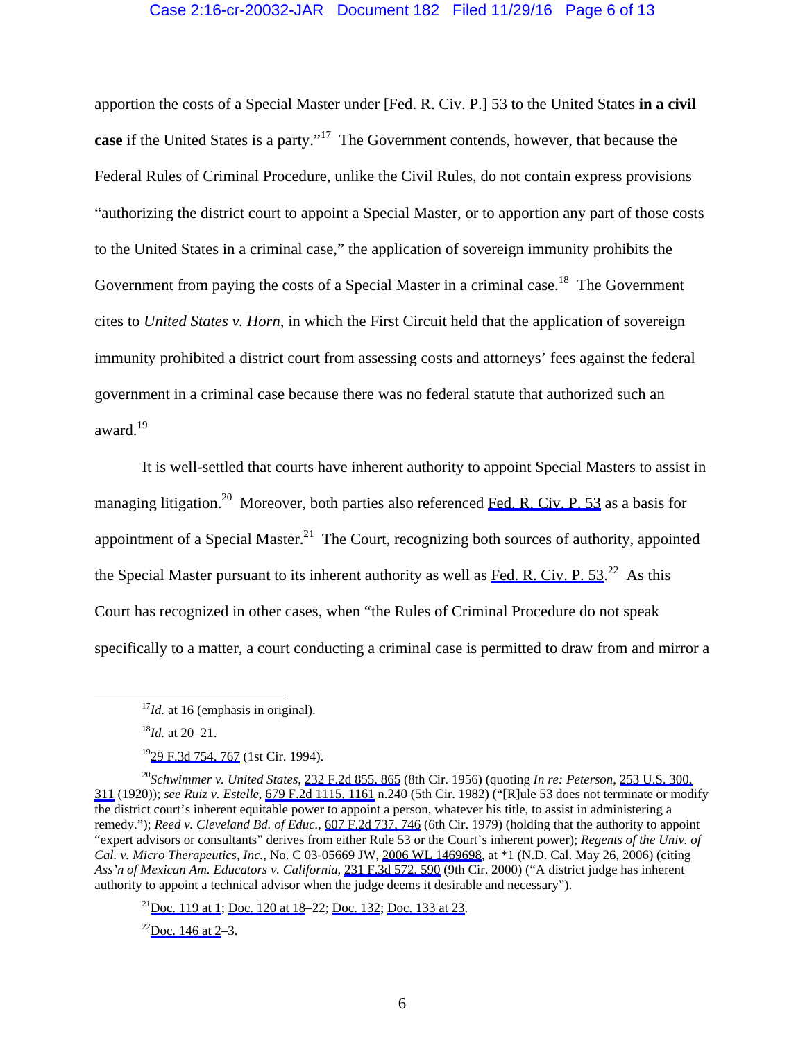apportion the costs of a Special Master under [Fed. R. Civ. P.] 53 to the United States **in a civil case** if the United States is a party."[17] The Government contends, however, that because the Federal Rules of Criminal Procedure, unlike the Civil Rules, do not contain express provisions "authorizing the district court to appoint a Special Master, or to apportion any part of those costs to the United States in a criminal case," the application of sovereign immunity prohibits the Government from paying the costs of a Special Master in a criminal case.[18] The Government cites to *United States v. Horn*, in which the First Circuit held that the application of sovereign immunity prohibited a district court from assessing costs and attorneys' fees against the federal government in a criminal case because there was no federal statute that authorized such an award.[19]

It is well-settled that courts have inherent authority to appoint Special Masters to assist in managing litigation.[20] Moreover, both parties also referenced Fed. R. Civ. P. 53 as a basis for appointment of a Special Master.[21] The Court, recognizing both sources of authority, appointed the Special Master pursuant to its inherent authority as well as Fed. R. Civ. P. 53.[22] As this Court has recognized in other cases, when "the Rules of Criminal Procedure do not speak specifically to a matter, a court conducting a criminal case is permitted to draw from and mirror a

---

[17] *Id.* at 16 (emphasis in original).

[18] *Id.* at 20–21.

[19] 29 F.3d 754, 767 (1st Cir. 1994).

[20] *Schwimmer v. United States*, 232 F.2d 855, 865 (8th Cir. 1956) (quoting *In re: Peterson*, 253 U.S. 300, 311 (1920)); *see Ruiz v. Estelle*, 679 F.2d 1115, 1161 n.240 (5th Cir. 1982) ("[R]ule 53 does not terminate or modify the district court's inherent equitable power to appoint a person, whatever his title, to assist in administering a remedy."); *Reed v. Cleveland Bd. of Educ.*, 607 F.2d 737, 746 (6th Cir. 1979) (holding that the authority to appoint "expert advisors or consultants" derives from either Rule 53 or the Court's inherent power); *Regents of the Univ. of Cal. v. Micro Therapeutics, Inc.*, No. C 03-05669 JW, 2006 WL 1469698, at *1 (N.D. Cal. May 26, 2006) (citing *Ass'n of Mexican Am. Educators v. California*, 231 F.3d 572, 590 (9th Cir. 2000) ("A district judge has inherent authority to appoint a technical advisor when the judge deems it desirable and necessary").

[21] Doc. 119 at 1; Doc. 120 at 18–22; Doc. 132; Doc. 133 at 23.

[22] Doc. 146 at 2–3.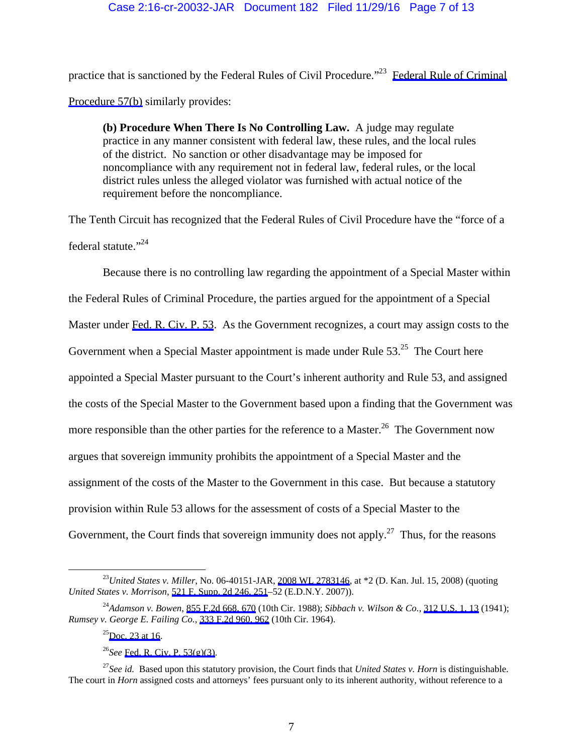practice that is sanctioned by the Federal Rules of Civil Procedure."[23] Federal Rule of Criminal Procedure 57(b) similarly provides:

> **(b) Procedure When There Is No Controlling Law.** A judge may regulate practice in any manner consistent with federal law, these rules, and the local rules of the district. No sanction or other disadvantage may be imposed for noncompliance with any requirement not in federal law, federal rules, or the local district rules unless the alleged violator was furnished with actual notice of the requirement before the noncompliance.

The Tenth Circuit has recognized that the Federal Rules of Civil Procedure have the "force of a federal statute."[24]

Because there is no controlling law regarding the appointment of a Special Master within the Federal Rules of Criminal Procedure, the parties argued for the appointment of a Special Master under Fed. R. Civ. P. 53. As the Government recognizes, a court may assign costs to the Government when a Special Master appointment is made under Rule 53.[25] The Court here appointed a Special Master pursuant to the Court's inherent authority and Rule 53, and assigned the costs of the Special Master to the Government based upon a finding that the Government was more responsible than the other parties for the reference to a Master.[26] The Government now argues that sovereign immunity prohibits the appointment of a Special Master and the assignment of the costs of the Master to the Government in this case. But because a statutory provision within Rule 53 allows for the assessment of costs of a Special Master to the Government, the Court finds that sovereign immunity does not apply.[27] Thus, for the reasons

---

[23] *United States v. Miller*, No. 06-40151-JAR, 2008 WL 2783146, at *2 (D. Kan. Jul. 15, 2008) (quoting *United States v. Morrison*, 521 F. Supp. 2d 246, 251–52 (E.D.N.Y. 2007)).

[24] *Adamson v. Bowen*, 855 F.2d 668, 670 (10th Cir. 1988); *Sibbach v. Wilson & Co.*, 312 U.S. 1, 13 (1941); *Rumsey v. George E. Failing Co.*, 333 F.2d 960, 962 (10th Cir. 1964).

[25] Doc. 23 at 16.

[26] *See* Fed. R. Civ. P. 53(g)(3).

[27] *See id.* Based upon this statutory provision, the Court finds that *United States v. Horn* is distinguishable. The court in *Horn* assigned costs and attorneys' fees pursuant only to its inherent authority, without reference to a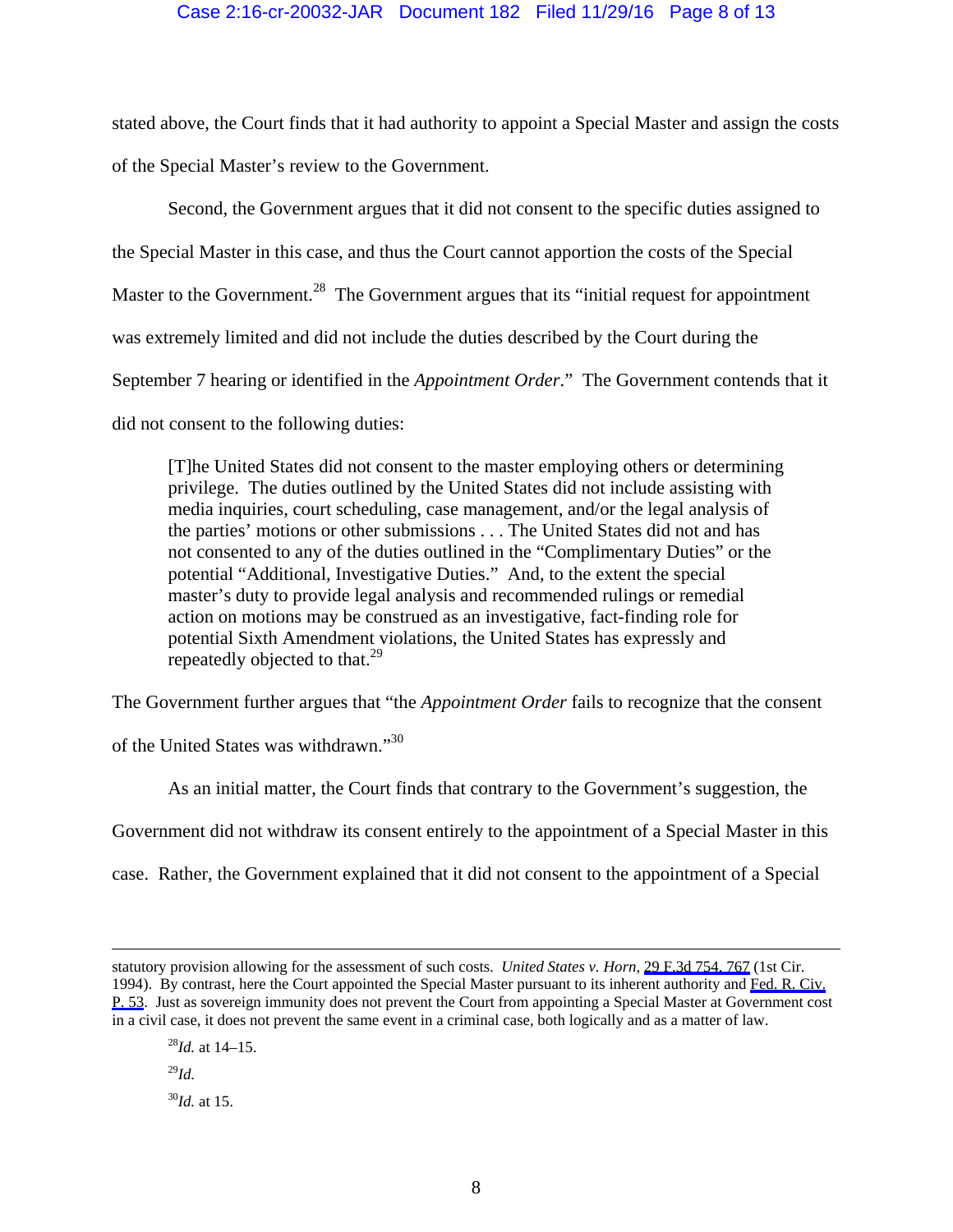stated above, the Court finds that it had authority to appoint a Special Master and assign the costs of the Special Master's review to the Government.

Second, the Government argues that it did not consent to the specific duties assigned to the Special Master in this case, and thus the Court cannot apportion the costs of the Special Master to the Government.[28] The Government argues that its "initial request for appointment was extremely limited and did not include the duties described by the Court during the September 7 hearing or identified in the *Appointment Order*." The Government contends that it did not consent to the following duties:

> [T]he United States did not consent to the master employing others or determining privilege. The duties outlined by the United States did not include assisting with media inquiries, court scheduling, case management, and/or the legal analysis of the parties' motions or other submissions . . . The United States did not and has not consented to any of the duties outlined in the "Complimentary Duties" or the potential "Additional, Investigative Duties." And, to the extent the special master's duty to provide legal analysis and recommended rulings or remedial action on motions may be construed as an investigative, fact-finding role for potential Sixth Amendment violations, the United States has expressly and repeatedly objected to that.[29]

The Government further argues that "the *Appointment Order* fails to recognize that the consent of the United States was withdrawn."[30]

As an initial matter, the Court finds that contrary to the Government's suggestion, the Government did not withdraw its consent entirely to the appointment of a Special Master in this case. Rather, the Government explained that it did not consent to the appointment of a Special

---

statutory provision allowing for the assessment of such costs. *United States v. Horn*, 29 F.3d 754, 767 (1st Cir. 1994). By contrast, here the Court appointed the Special Master pursuant to its inherent authority and Fed. R. Civ. P. 53. Just as sovereign immunity does not prevent the Court from appointing a Special Master at Government cost in a civil case, it does not prevent the same event in a criminal case, both logically and as a matter of law.

[28] *Id.* at 14–15.

[29] *Id.*

[30] *Id.* at 15.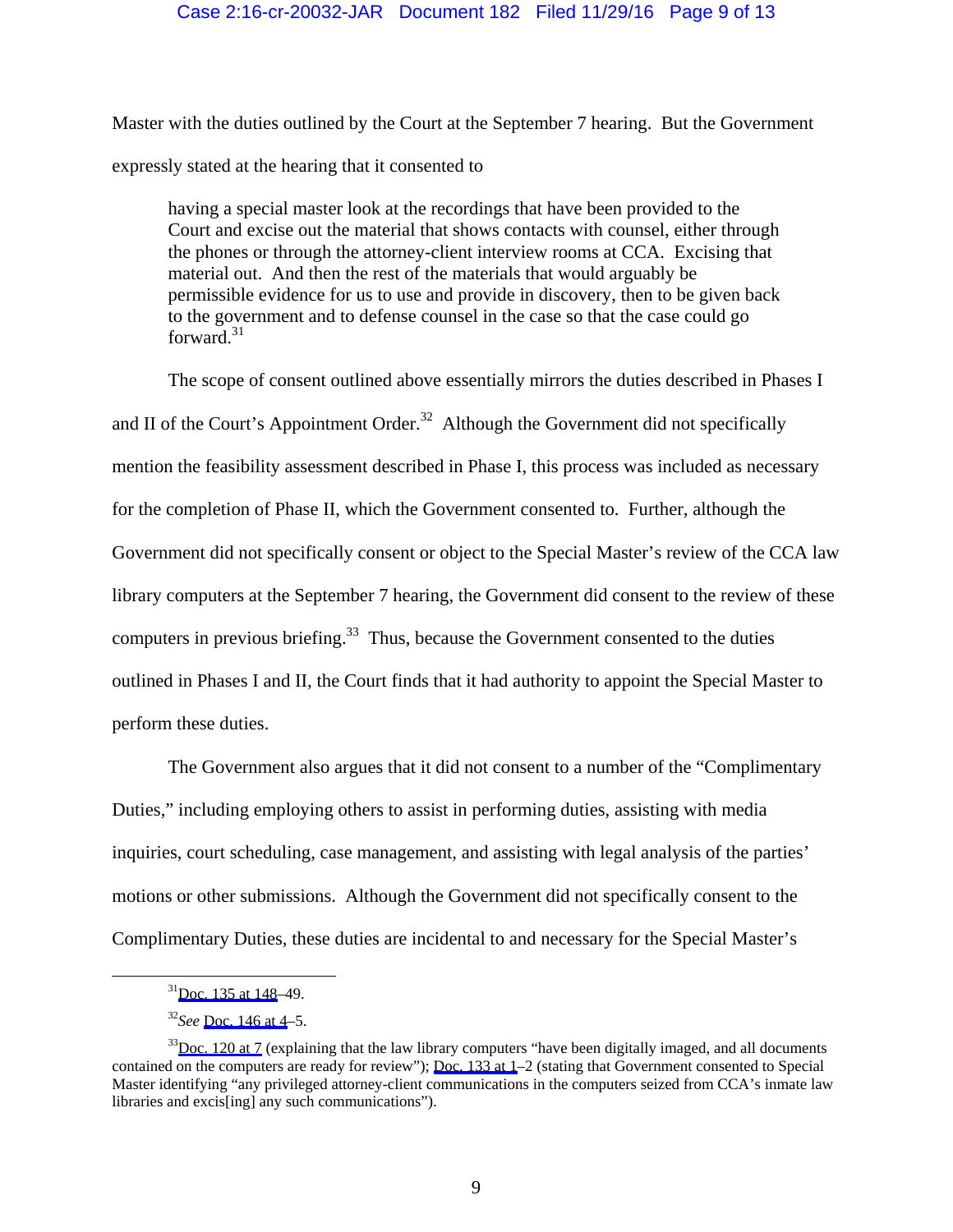Master with the duties outlined by the Court at the September 7 hearing. But the Government expressly stated at the hearing that it consented to

> having a special master look at the recordings that have been provided to the Court and excise out the material that shows contacts with counsel, either through the phones or through the attorney-client interview rooms at CCA. Excising that material out. And then the rest of the materials that would arguably be permissible evidence for us to use and provide in discovery, then to be given back to the government and to defense counsel in the case so that the case could go forward.[31]

The scope of consent outlined above essentially mirrors the duties described in Phases I and II of the Court's Appointment Order.[32] Although the Government did not specifically mention the feasibility assessment described in Phase I, this process was included as necessary for the completion of Phase II, which the Government consented to. Further, although the Government did not specifically consent or object to the Special Master's review of the CCA law library computers at the September 7 hearing, the Government did consent to the review of these computers in previous briefing.[33] Thus, because the Government consented to the duties outlined in Phases I and II, the Court finds that it had authority to appoint the Special Master to perform these duties.

The Government also argues that it did not consent to a number of the "Complimentary Duties," including employing others to assist in performing duties, assisting with media inquiries, court scheduling, case management, and assisting with legal analysis of the parties' motions or other submissions. Although the Government did not specifically consent to the Complimentary Duties, these duties are incidental to and necessary for the Special Master's

---

[31] Doc. 135 at 148–49.

[32] *See* Doc. 146 at 4–5.

[33] Doc. 120 at 7 (explaining that the law library computers "have been digitally imaged, and all documents contained on the computers are ready for review"); Doc. 133 at 1–2 (stating that Government consented to Special Master identifying "any privileged attorney-client communications in the computers seized from CCA's inmate law libraries and excis[ing] any such communications").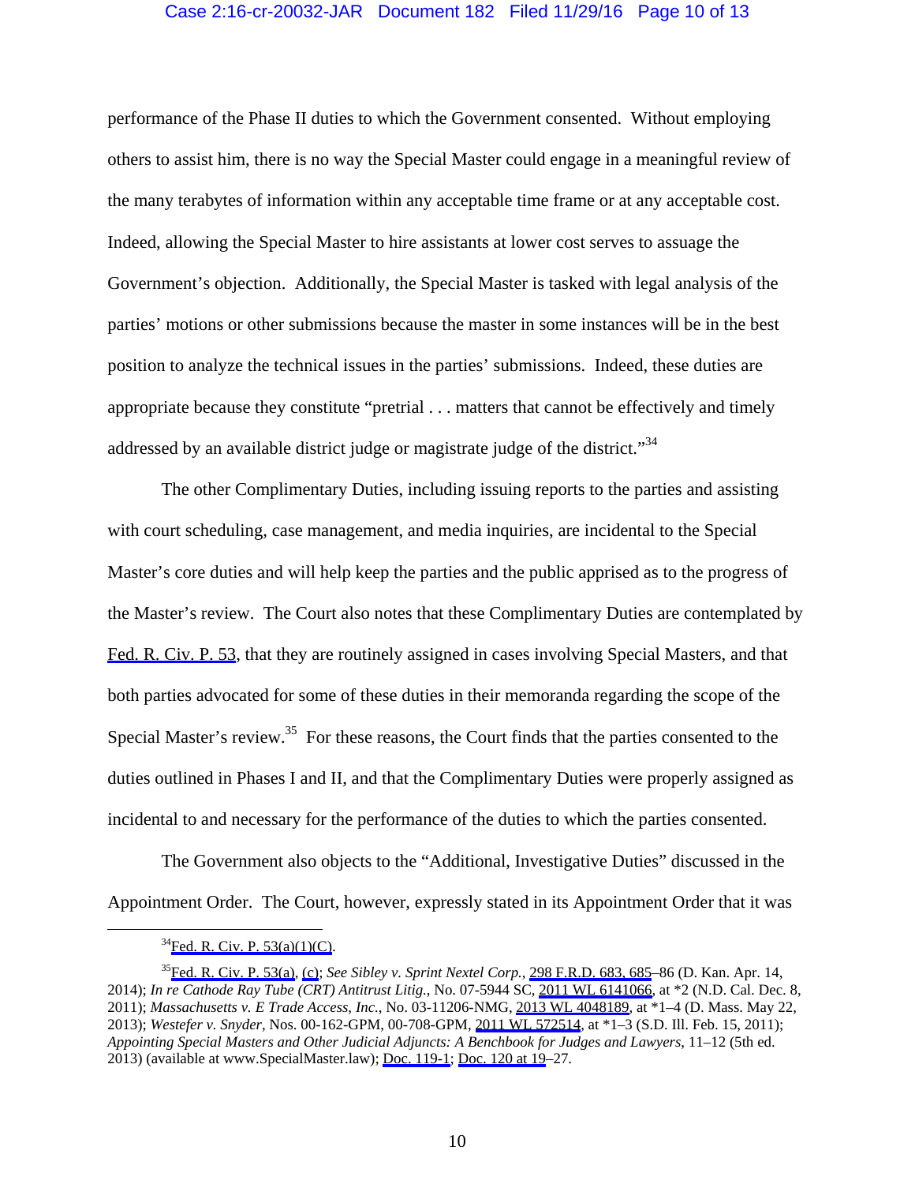performance of the Phase II duties to which the Government consented. Without employing others to assist him, there is no way the Special Master could engage in a meaningful review of the many terabytes of information within any acceptable time frame or at any acceptable cost. Indeed, allowing the Special Master to hire assistants at lower cost serves to assuage the Government's objection. Additionally, the Special Master is tasked with legal analysis of the parties' motions or other submissions because the master in some instances will be in the best position to analyze the technical issues in the parties' submissions. Indeed, these duties are appropriate because they constitute "pretrial . . . matters that cannot be effectively and timely addressed by an available district judge or magistrate judge of the district."[34]

The other Complimentary Duties, including issuing reports to the parties and assisting with court scheduling, case management, and media inquiries, are incidental to the Special Master's core duties and will help keep the parties and the public apprised as to the progress of the Master's review. The Court also notes that these Complimentary Duties are contemplated by Fed. R. Civ. P. 53, that they are routinely assigned in cases involving Special Masters, and that both parties advocated for some of these duties in their memoranda regarding the scope of the Special Master's review.[35] For these reasons, the Court finds that the parties consented to the duties outlined in Phases I and II, and that the Complimentary Duties were properly assigned as incidental to and necessary for the performance of the duties to which the parties consented.

The Government also objects to the "Additional, Investigative Duties" discussed in the Appointment Order. The Court, however, expressly stated in its Appointment Order that it was

---

[34]Fed. R. Civ. P. 53(a)(1)(C).

[35]Fed. R. Civ. P. 53(a), (c); *See Sibley v. Sprint Nextel Corp.*, 298 F.R.D. 683, 685–86 (D. Kan. Apr. 14, 2014); *In re Cathode Ray Tube (CRT) Antitrust Litig.*, No. 07-5944 SC, 2011 WL 6141066, at *2 (N.D. Cal. Dec. 8, 2011); *Massachusetts v. E Trade Access, Inc.*, No. 03-11206-NMG, 2013 WL 4048189, at *1–4 (D. Mass. May 22, 2013); *Westefer v. Snyder*, Nos. 00-162-GPM, 00-708-GPM, 2011 WL 572514, at *1–3 (S.D. Ill. Feb. 15, 2011); *Appointing Special Masters and Other Judicial Adjuncts: A Benchbook for Judges and Lawyers*, 11–12 (5th ed. 2013) (available at www.SpecialMaster.law); Doc. 119-1; Doc. 120 at 19–27.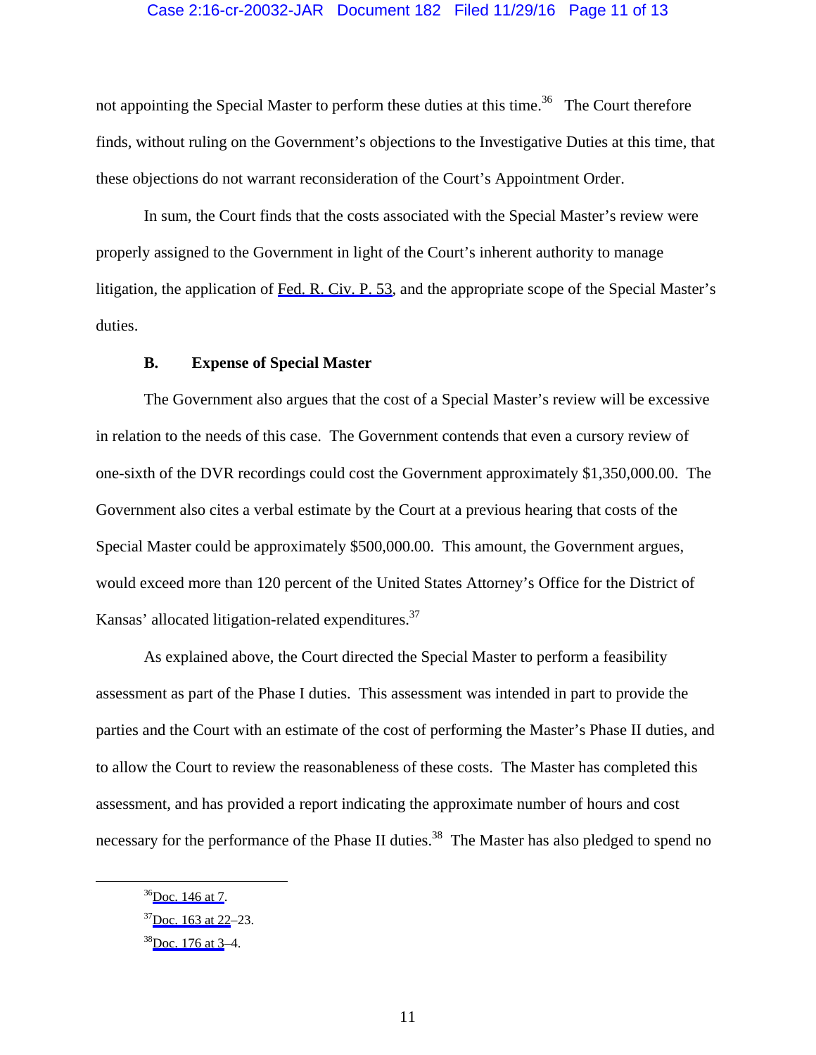not appointing the Special Master to perform these duties at this time.[36] The Court therefore finds, without ruling on the Government's objections to the Investigative Duties at this time, that these objections do not warrant reconsideration of the Court's Appointment Order.

In sum, the Court finds that the costs associated with the Special Master's review were properly assigned to the Government in light of the Court's inherent authority to manage litigation, the application of Fed. R. Civ. P. 53, and the appropriate scope of the Special Master's duties.

**B. Expense of Special Master**

The Government also argues that the cost of a Special Master's review will be excessive in relation to the needs of this case. The Government contends that even a cursory review of one-sixth of the DVR recordings could cost the Government approximately $1,350,000.00. The Government also cites a verbal estimate by the Court at a previous hearing that costs of the Special Master could be approximately $500,000.00. This amount, the Government argues, would exceed more than 120 percent of the United States Attorney's Office for the District of Kansas' allocated litigation-related expenditures.[37]

As explained above, the Court directed the Special Master to perform a feasibility assessment as part of the Phase I duties. This assessment was intended in part to provide the parties and the Court with an estimate of the cost of performing the Master's Phase II duties, and to allow the Court to review the reasonableness of these costs. The Master has completed this assessment, and has provided a report indicating the approximate number of hours and cost necessary for the performance of the Phase II duties.[38] The Master has also pledged to spend no

---

[36] Doc. 146 at 7.

[37] Doc. 163 at 22–23.

[38] Doc. 176 at 3–4.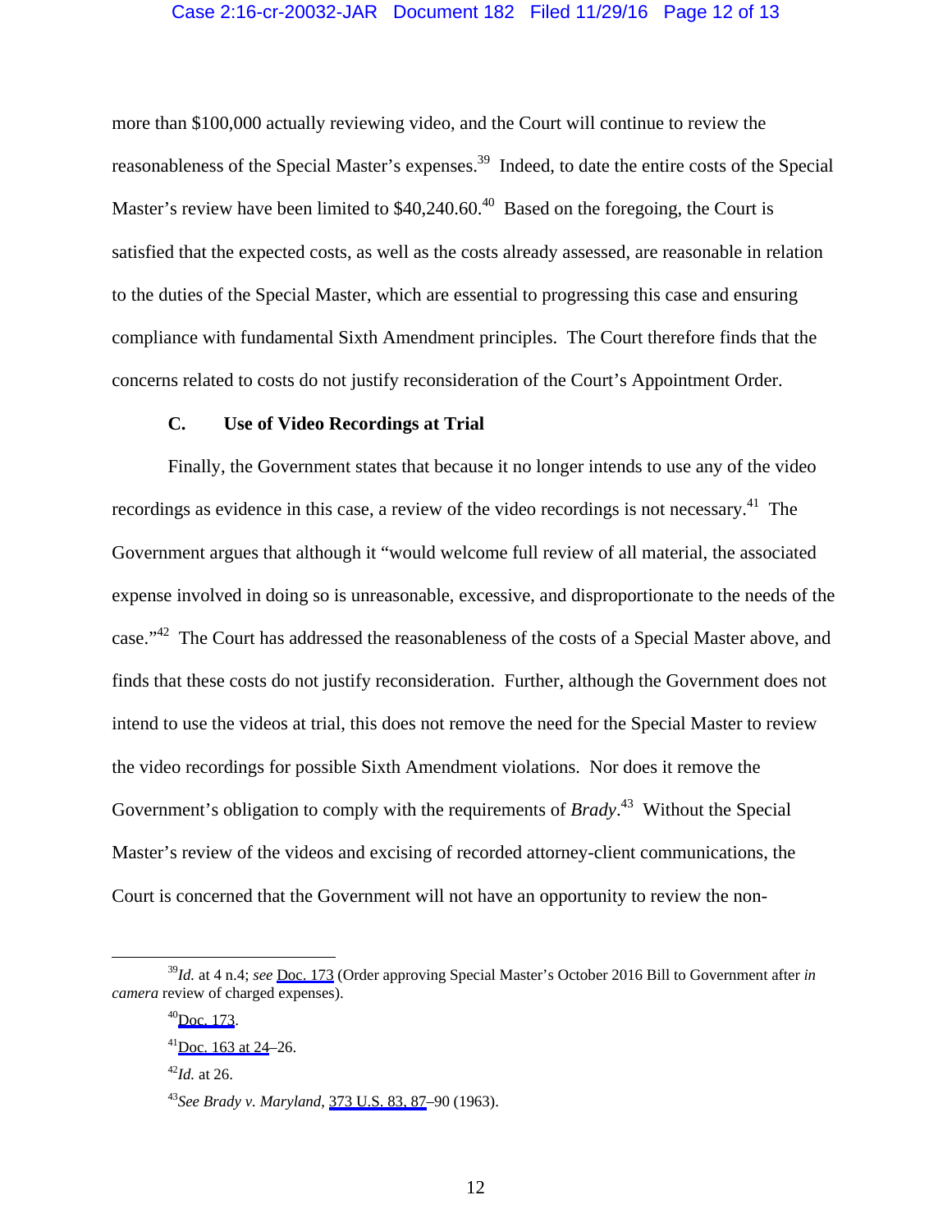more than $100,000 actually reviewing video, and the Court will continue to review the reasonableness of the Special Master's expenses.[39] Indeed, to date the entire costs of the Special Master's review have been limited to $40,240.60.[40] Based on the foregoing, the Court is satisfied that the expected costs, as well as the costs already assessed, are reasonable in relation to the duties of the Special Master, which are essential to progressing this case and ensuring compliance with fundamental Sixth Amendment principles. The Court therefore finds that the concerns related to costs do not justify reconsideration of the Court's Appointment Order.

### C. Use of Video Recordings at Trial

Finally, the Government states that because it no longer intends to use any of the video recordings as evidence in this case, a review of the video recordings is not necessary.[41] The Government argues that although it "would welcome full review of all material, the associated expense involved in doing so is unreasonable, excessive, and disproportionate to the needs of the case."[42] The Court has addressed the reasonableness of the costs of a Special Master above, and finds that these costs do not justify reconsideration. Further, although the Government does not intend to use the videos at trial, this does not remove the need for the Special Master to review the video recordings for possible Sixth Amendment violations. Nor does it remove the Government's obligation to comply with the requirements of *Brady*.[43] Without the Special Master's review of the videos and excising of recorded attorney-client communications, the Court is concerned that the Government will not have an opportunity to review the non-

---

[39] *Id.* at 4 n.4; *see* Doc. 173 (Order approving Special Master's October 2016 Bill to Government after *in camera* review of charged expenses).

[40] Doc. 173.

[41] Doc. 163 at 24–26.

[42] *Id.* at 26.

[43] *See Brady v. Maryland*, 373 U.S. 83, 87–90 (1963).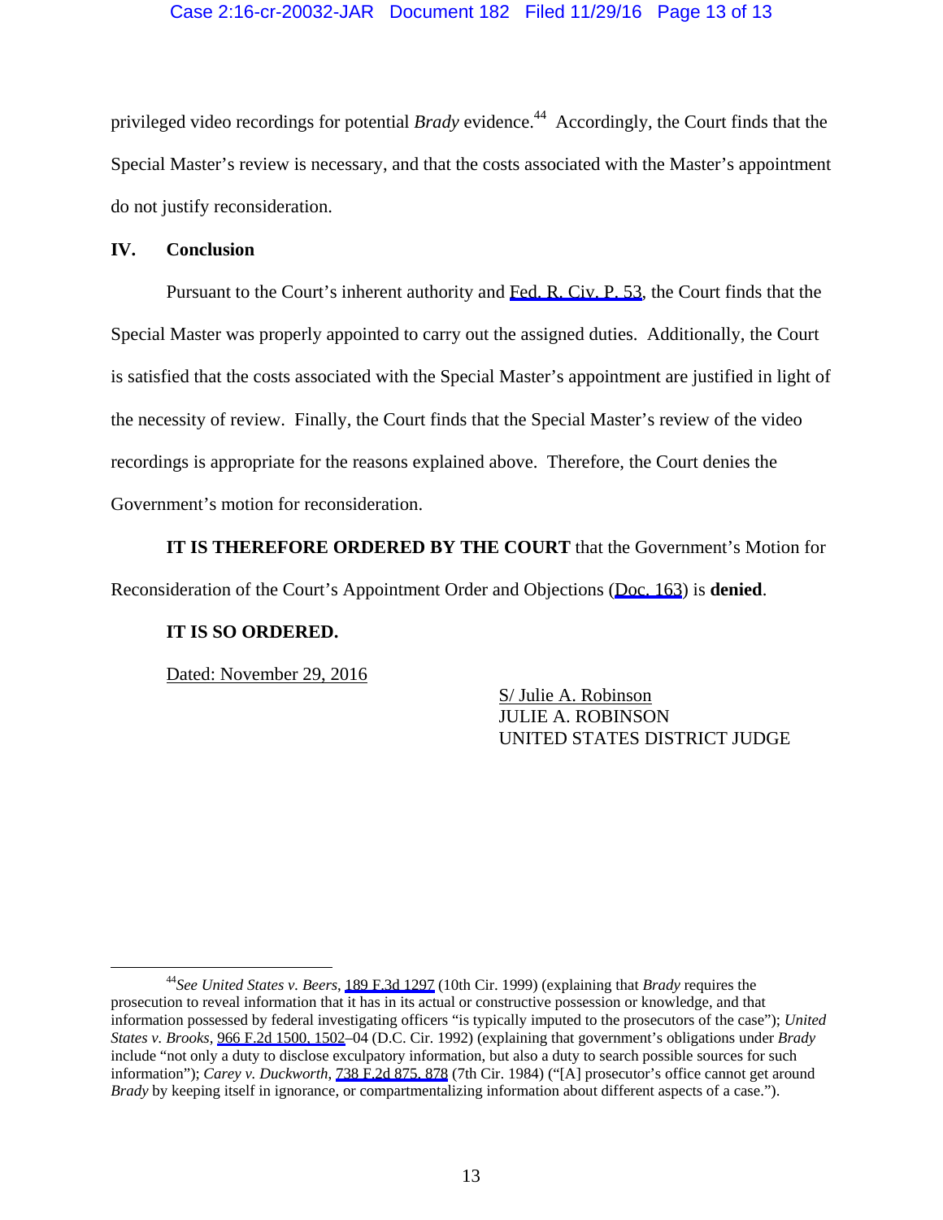privileged video recordings for potential *Brady* evidence.[44] Accordingly, the Court finds that the Special Master's review is necessary, and that the costs associated with the Master's appointment do not justify reconsideration.

## IV. Conclusion

Pursuant to the Court's inherent authority and Fed. R. Civ. P. 53, the Court finds that the Special Master was properly appointed to carry out the assigned duties. Additionally, the Court is satisfied that the costs associated with the Special Master's appointment are justified in light of the necessity of review. Finally, the Court finds that the Special Master's review of the video recordings is appropriate for the reasons explained above. Therefore, the Court denies the Government's motion for reconsideration.

**IT IS THEREFORE ORDERED BY THE COURT** that the Government's Motion for Reconsideration of the Court's Appointment Order and Objections (Doc. 163) is **denied**.

**IT IS SO ORDERED.**

Dated: November 29, 2016

S/ Julie A. Robinson
JULIE A. ROBINSON
UNITED STATES DISTRICT JUDGE

---

[44] *See United States v. Beers*, 189 F.3d 1297 (10th Cir. 1999) (explaining that *Brady* requires the prosecution to reveal information that it has in its actual or constructive possession or knowledge, and that information possessed by federal investigating officers "is typically imputed to the prosecutors of the case"); *United States v. Brooks*, 966 F.2d 1500, 1502–04 (D.C. Cir. 1992) (explaining that government's obligations under *Brady* include "not only a duty to disclose exculpatory information, but also a duty to search possible sources for such information"); *Carey v. Duckworth*, 738 F.2d 875, 878 (7th Cir. 1984) ("[A] prosecutor's office cannot get around *Brady* by keeping itself in ignorance, or compartmentalizing information about different aspects of a case.").